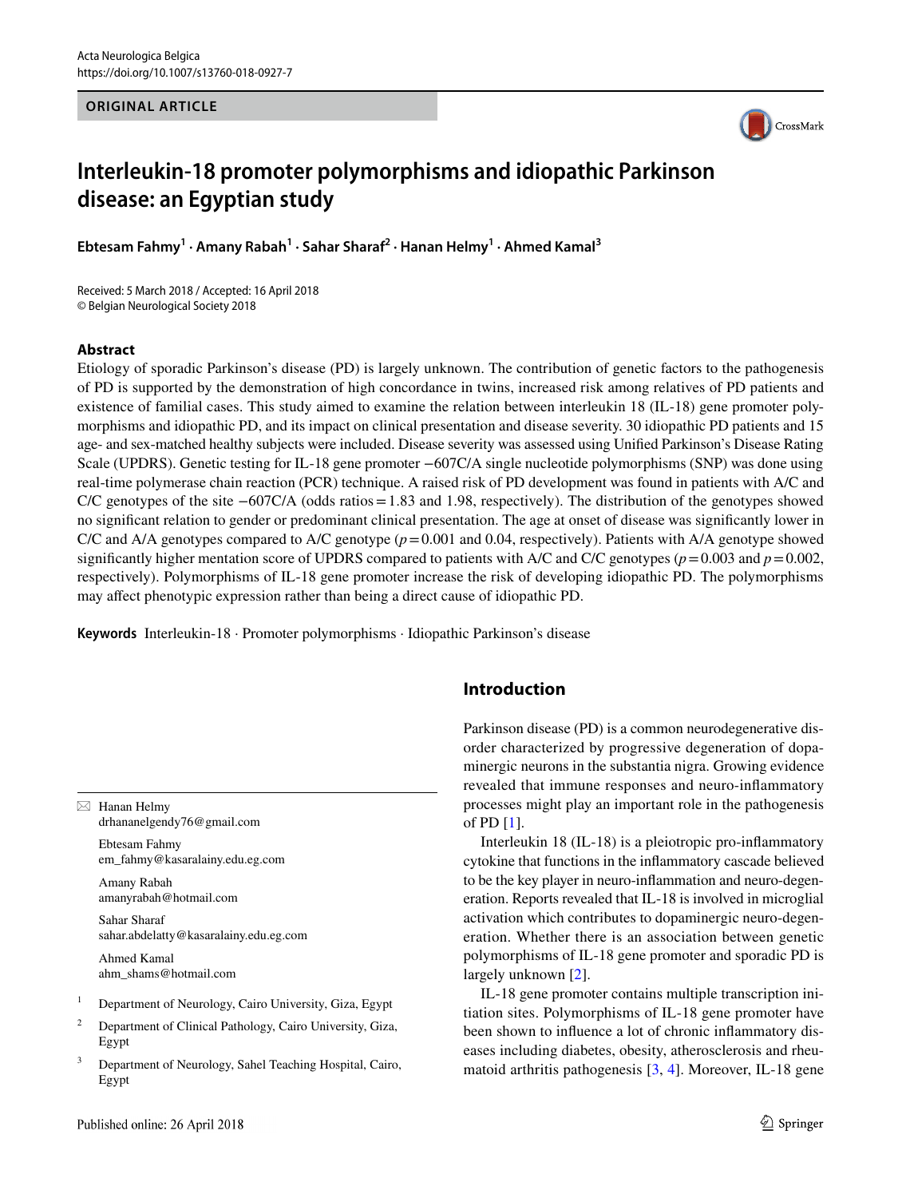ORIGINAL ARTICLE

# Interleukin-18 promoter polymorphisms and idiopathic Parkinson disease: an Egyptian study

**Ebtesam Fahmy[1] · Amany Rabah[1] · Sahar Sharaf[2] · Hanan Helmy[1] · Ahmed Kamal[3]**

Received: 5 March 2018 / Accepted: 16 April 2018
© Belgian Neurological Society 2018

## Abstract

Etiology of sporadic Parkinson's disease (PD) is largely unknown. The contribution of genetic factors to the pathogenesis of PD is supported by the demonstration of high concordance in twins, increased risk among relatives of PD patients and existence of familial cases. This study aimed to examine the relation between interleukin 18 (IL-18) gene promoter polymorphisms and idiopathic PD, and its impact on clinical presentation and disease severity. 30 idiopathic PD patients and 15 age- and sex-matched healthy subjects were included. Disease severity was assessed using Unified Parkinson's Disease Rating Scale (UPDRS). Genetic testing for IL-18 gene promoter −607C/A single nucleotide polymorphisms (SNP) was done using real-time polymerase chain reaction (PCR) technique. A raised risk of PD development was found in patients with A/C and C/C genotypes of the site −607C/A (odds ratios = 1.83 and 1.98, respectively). The distribution of the genotypes showed no significant relation to gender or predominant clinical presentation. The age at onset of disease was significantly lower in C/C and A/A genotypes compared to A/C genotype ($p = 0.001$ and 0.04, respectively). Patients with A/A genotype showed significantly higher mentation score of UPDRS compared to patients with A/C and C/C genotypes ($p = 0.003$ and $p = 0.002$, respectively). Polymorphisms of IL-18 gene promoter increase the risk of developing idiopathic PD. The polymorphisms may affect phenotypic expression rather than being a direct cause of idiopathic PD.

**Keywords** Interleukin-18 · Promoter polymorphisms · Idiopathic Parkinson's disease

## Introduction

Parkinson disease (PD) is a common neurodegenerative disorder characterized by progressive degeneration of dopaminergic neurons in the substantia nigra. Growing evidence revealed that immune responses and neuro-inflammatory processes might play an important role in the pathogenesis of PD [1].

Interleukin 18 (IL-18) is a pleiotropic pro-inflammatory cytokine that functions in the inflammatory cascade believed to be the key player in neuro-inflammation and neuro-degeneration. Reports revealed that IL-18 is involved in microglial activation which contributes to dopaminergic neuro-degeneration. Whether there is an association between genetic polymorphisms of IL-18 gene promoter and sporadic PD is largely unknown [2].

IL-18 gene promoter contains multiple transcription initiation sites. Polymorphisms of IL-18 gene promoter have been shown to influence a lot of chronic inflammatory diseases including diabetes, obesity, atherosclerosis and rheumatoid arthritis pathogenesis [3, 4]. Moreover, IL-18 gene

---

✉ Hanan Helmy
drhananelgendy76@gmail.com

Ebtesam Fahmy
em_fahmy@kasaralainy.edu.eg.com

Amany Rabah
amanyrabah@hotmail.com

Sahar Sharaf
sahar.abdelatty@kasaralainy.edu.eg.com

Ahmed Kamal
ahm_shams@hotmail.com

[1] Department of Neurology, Cairo University, Giza, Egypt

[2] Department of Clinical Pathology, Cairo University, Giza, Egypt

[3] Department of Neurology, Sahel Teaching Hospital, Cairo, Egypt

Published online: 26 April 2018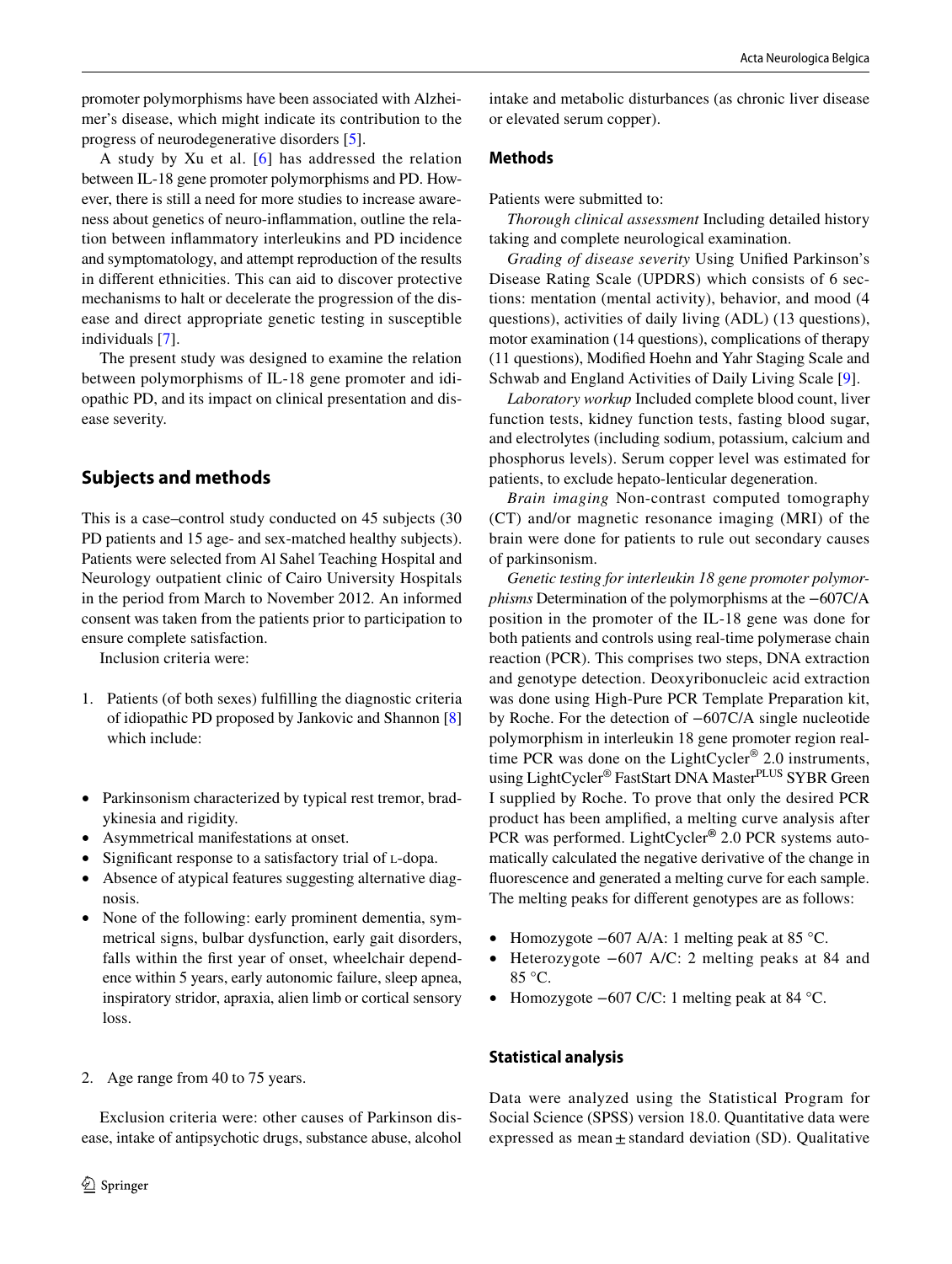promoter polymorphisms have been associated with Alzheimer's disease, which might indicate its contribution to the progress of neurodegenerative disorders [5].

A study by Xu et al. [6] has addressed the relation between IL-18 gene promoter polymorphisms and PD. However, there is still a need for more studies to increase awareness about genetics of neuro-inflammation, outline the relation between inflammatory interleukins and PD incidence and symptomatology, and attempt reproduction of the results in different ethnicities. This can aid to discover protective mechanisms to halt or decelerate the progression of the disease and direct appropriate genetic testing in susceptible individuals [7].

The present study was designed to examine the relation between polymorphisms of IL-18 gene promoter and idiopathic PD, and its impact on clinical presentation and disease severity.

## Subjects and methods

This is a case–control study conducted on 45 subjects (30 PD patients and 15 age- and sex-matched healthy subjects). Patients were selected from Al Sahel Teaching Hospital and Neurology outpatient clinic of Cairo University Hospitals in the period from March to November 2012. An informed consent was taken from the patients prior to participation to ensure complete satisfaction.

Inclusion criteria were:

1. Patients (of both sexes) fulfilling the diagnostic criteria of idiopathic PD proposed by Jankovic and Shannon [8] which include:

- Parkinsonism characterized by typical rest tremor, bradykinesia and rigidity.
- Asymmetrical manifestations at onset.
- Significant response to a satisfactory trial of L-dopa.
- Absence of atypical features suggesting alternative diagnosis.
- None of the following: early prominent dementia, symmetrical signs, bulbar dysfunction, early gait disorders, falls within the first year of onset, wheelchair dependence within 5 years, early autonomic failure, sleep apnea, inspiratory stridor, apraxia, alien limb or cortical sensory loss.

2. Age range from 40 to 75 years.

Exclusion criteria were: other causes of Parkinson disease, intake of antipsychotic drugs, substance abuse, alcohol intake and metabolic disturbances (as chronic liver disease or elevated serum copper).

### Methods

Patients were submitted to:

*Thorough clinical assessment* Including detailed history taking and complete neurological examination.

*Grading of disease severity* Using Unified Parkinson's Disease Rating Scale (UPDRS) which consists of 6 sections: mentation (mental activity), behavior, and mood (4 questions), activities of daily living (ADL) (13 questions), motor examination (14 questions), complications of therapy (11 questions), Modified Hoehn and Yahr Staging Scale and Schwab and England Activities of Daily Living Scale [9].

*Laboratory workup* Included complete blood count, liver function tests, kidney function tests, fasting blood sugar, and electrolytes (including sodium, potassium, calcium and phosphorus levels). Serum copper level was estimated for patients, to exclude hepato-lenticular degeneration.

*Brain imaging* Non-contrast computed tomography (CT) and/or magnetic resonance imaging (MRI) of the brain were done for patients to rule out secondary causes of parkinsonism.

*Genetic testing for interleukin 18 gene promoter polymorphisms* Determination of the polymorphisms at the −607C/A position in the promoter of the IL-18 gene was done for both patients and controls using real-time polymerase chain reaction (PCR). This comprises two steps, DNA extraction and genotype detection. Deoxyribonucleic acid extraction was done using High-Pure PCR Template Preparation kit, by Roche. For the detection of −607C/A single nucleotide polymorphism in interleukin 18 gene promoter region real-time PCR was done on the LightCycler® 2.0 instruments, using LightCycler® FastStart DNA Master$^{PLUS}$ SYBR Green I supplied by Roche. To prove that only the desired PCR product has been amplified, a melting curve analysis after PCR was performed. LightCycler® 2.0 PCR systems automatically calculated the negative derivative of the change in fluorescence and generated a melting curve for each sample. The melting peaks for different genotypes are as follows:

- Homozygote −607 A/A: 1 melting peak at 85 °C.
- Heterozygote −607 A/C: 2 melting peaks at 84 and 85 °C.
- Homozygote −607 C/C: 1 melting peak at 84 °C.

### Statistical analysis

Data were analyzed using the Statistical Program for Social Science (SPSS) version 18.0. Quantitative data were expressed as mean ± standard deviation (SD). Qualitative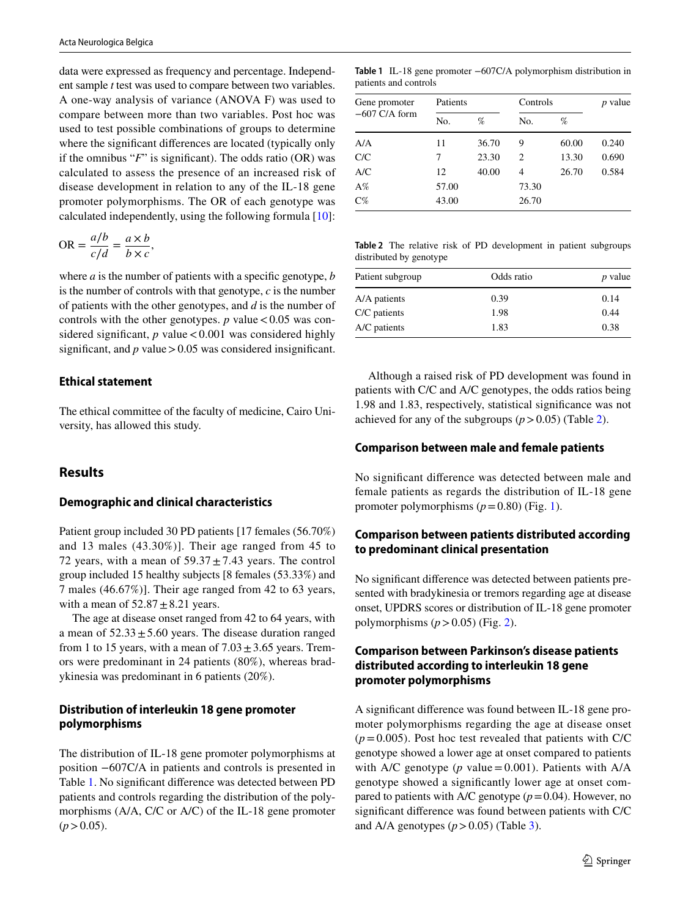data were expressed as frequency and percentage. Independent sample *t* test was used to compare between two variables. A one-way analysis of variance (ANOVA F) was used to compare between more than two variables. Post hoc was used to test possible combinations of groups to determine where the significant differences are located (typically only if the omnibus "*F*" is significant). The odds ratio (OR) was calculated to assess the presence of an increased risk of disease development in relation to any of the IL-18 gene promoter polymorphisms. The OR of each genotype was calculated independently, using the following formula [10]:

$$\mathrm{OR} = \frac{a/b}{c/d} = \frac{a \times b}{b \times c},$$

where $a$ is the number of patients with a specific genotype, $b$ is the number of controls with that genotype, $c$ is the number of patients with the other genotypes, and $d$ is the number of controls with the other genotypes. $p$ value $< 0.05$ was considered significant, $p$ value $< 0.001$ was considered highly significant, and $p$ value $> 0.05$ was considered insignificant.

### Ethical statement

The ethical committee of the faculty of medicine, Cairo University, has allowed this study.

## Results

### Demographic and clinical characteristics

Patient group included 30 PD patients [17 females (56.70%) and 13 males (43.30%)]. Their age ranged from 45 to 72 years, with a mean of $59.37 \pm 7.43$ years. The control group included 15 healthy subjects [8 females (53.33%) and 7 males (46.67%)]. Their age ranged from 42 to 63 years, with a mean of $52.87 \pm 8.21$ years.

The age at disease onset ranged from 42 to 64 years, with a mean of $52.33 \pm 5.60$ years. The disease duration ranged from 1 to 15 years, with a mean of $7.03 \pm 3.65$ years. Tremors were predominant in 24 patients (80%), whereas bradykinesia was predominant in 6 patients (20%).

### Distribution of interleukin 18 gene promoter polymorphisms

The distribution of IL-18 gene promoter polymorphisms at position −607C/A in patients and controls is presented in Table 1. No significant difference was detected between PD patients and controls regarding the distribution of the polymorphisms (A/A, C/C or A/C) of the IL-18 gene promoter ($p > 0.05$).

**Table 1** IL-18 gene promoter −607C/A polymorphism distribution in patients and controls

| Gene promoter −607 C/A form | Patients | | Controls | | *p* value |
|---|---|---|---|---|---|
| | No. | % | No. | % | |
| A/A | 11 | 36.70 | 9 | 60.00 | 0.240 |
| C/C | 7 | 23.30 | 2 | 13.30 | 0.690 |
| A/C | 12 | 40.00 | 4 | 26.70 | 0.584 |
| A% | 57.00 | | 73.30 | | |
| C% | 43.00 | | 26.70 | | |

**Table 2** The relative risk of PD development in patient subgroups distributed by genotype

| Patient subgroup | Odds ratio | *p* value |
|---|---|---|
| A/A patients | 0.39 | 0.14 |
| C/C patients | 1.98 | 0.44 |
| A/C patients | 1.83 | 0.38 |

Although a raised risk of PD development was found in patients with C/C and A/C genotypes, the odds ratios being 1.98 and 1.83, respectively, statistical significance was not achieved for any of the subgroups ($p > 0.05$) (Table 2).

### Comparison between male and female patients

No significant difference was detected between male and female patients as regards the distribution of IL-18 gene promoter polymorphisms ($p = 0.80$) (Fig. 1).

### Comparison between patients distributed according to predominant clinical presentation

No significant difference was detected between patients presented with bradykinesia or tremors regarding age at disease onset, UPDRS scores or distribution of IL-18 gene promoter polymorphisms ($p > 0.05$) (Fig. 2).

### Comparison between Parkinson's disease patients distributed according to interleukin 18 gene promoter polymorphisms

A significant difference was found between IL-18 gene promoter polymorphisms regarding the age at disease onset ($p = 0.005$). Post hoc test revealed that patients with C/C genotype showed a lower age at onset compared to patients with A/C genotype ($p$ value $= 0.001$). Patients with A/A genotype showed a significantly lower age at onset compared to patients with A/C genotype ($p = 0.04$). However, no significant difference was found between patients with C/C and A/A genotypes ($p > 0.05$) (Table 3).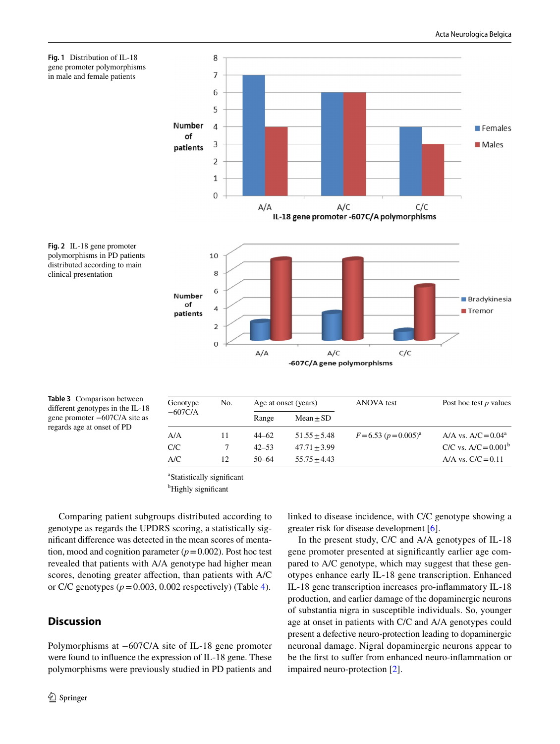**Fig. 1** Distribution of IL-18 gene promoter polymorphisms in male and female patients

**Fig. 2** IL-18 gene promoter polymorphisms in PD patients distributed according to main clinical presentation

**Table 3** Comparison between different genotypes in the IL-18 gene promoter −607C/A site as regards age at onset of PD

| Genotype −607C/A | No. | Age at onset (years) | | ANOVA test | Post hoc test $p$ values |
|---|---|---|---|---|---|
| | | Range | Mean ± SD | | |
| A/A | 11 | 44–62 | 51.55 ± 5.48 | $F = 6.53$ ($p = 0.005$)[a] | A/A vs. A/C = 0.04[a] |
| C/C | 7 | 42–53 | 47.71 ± 3.99 | | C/C vs. A/C = 0.001[b] |
| A/C | 12 | 50–64 | 55.75 ± 4.43 | | A/A vs. C/C = 0.11 |

[a]Statistically significant

[b]Highly significant

Comparing patient subgroups distributed according to genotype as regards the UPDRS scoring, a statistically significant difference was detected in the mean scores of mentation, mood and cognition parameter ($p = 0.002$). Post hoc test revealed that patients with A/A genotype had higher mean scores, denoting greater affection, than patients with A/C or C/C genotypes ($p = 0.003$, 0.002 respectively) (Table 4).

## Discussion

Polymorphisms at −607C/A site of IL-18 gene promoter were found to influence the expression of IL-18 gene. These polymorphisms were previously studied in PD patients and linked to disease incidence, with C/C genotype showing a greater risk for disease development [6].

In the present study, C/C and A/A genotypes of IL-18 gene promoter presented at significantly earlier age compared to A/C genotype, which may suggest that these genotypes enhance early IL-18 gene transcription. Enhanced IL-18 gene transcription increases pro-inflammatory IL-18 production, and earlier damage of the dopaminergic neurons of substantia nigra in susceptible individuals. So, younger age at onset in patients with C/C and A/A genotypes could present a defective neuro-protection leading to dopaminergic neuronal damage. Nigral dopaminergic neurons appear to be the first to suffer from enhanced neuro-inflammation or impaired neuro-protection [2].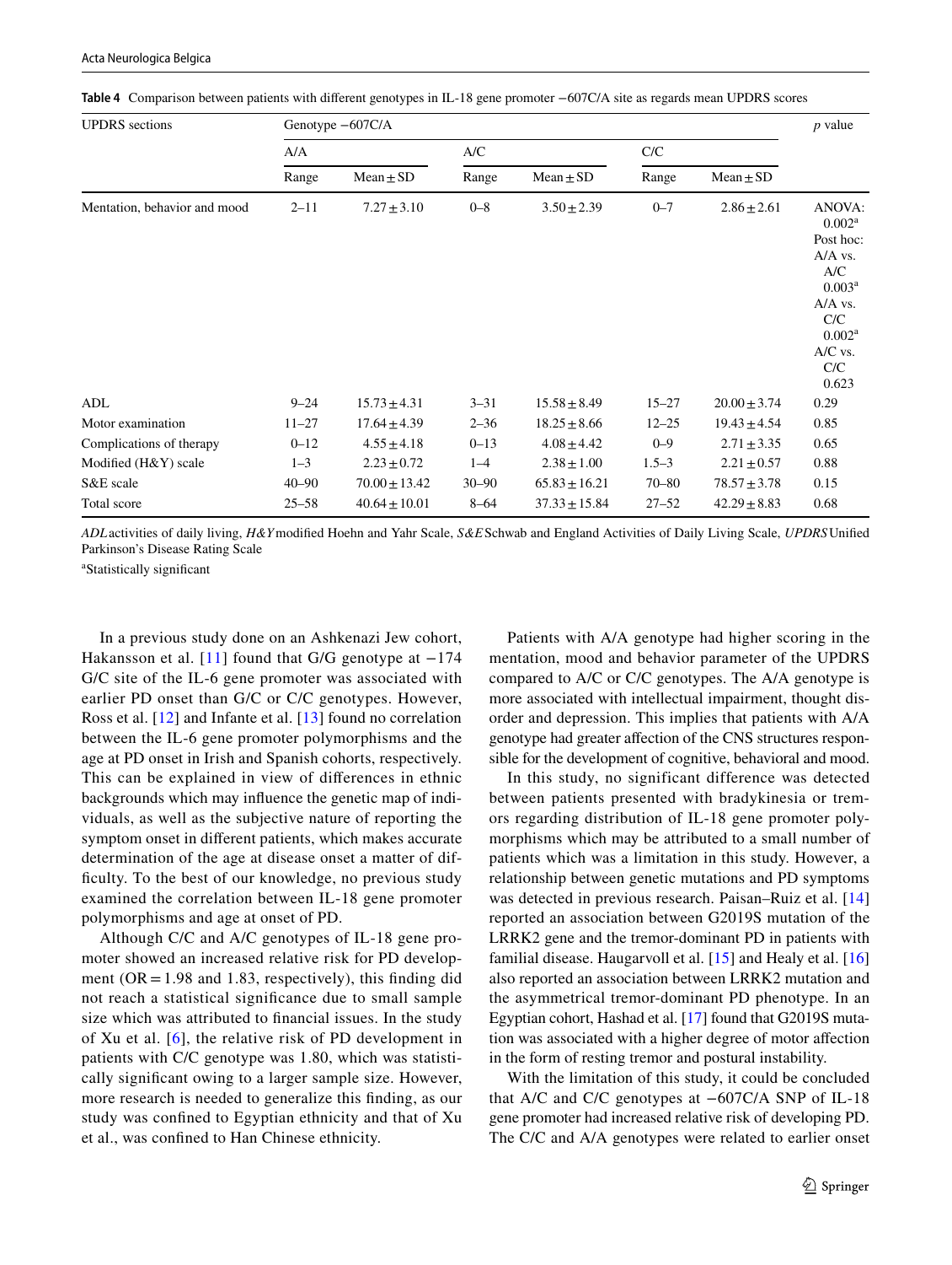**Table 4** Comparison between patients with different genotypes in IL-18 gene promoter −607C/A site as regards mean UPDRS scores

| UPDRS sections | Genotype −607C/A | | | | | | p value |
|---|---|---|---|---|---|---|---|
| | A/A | | A/C | | C/C | | |
| | Range | Mean ± SD | Range | Mean ± SD | Range | Mean ± SD | |
| Mentation, behavior and mood | 2–11 | 7.27 ± 3.10 | 0–8 | 3.50 ± 2.39 | 0–7 | 2.86 ± 2.61 | ANOVA: 0.002[a] Post hoc: A/A vs. A/C 0.003[a] A/A vs. C/C 0.002[a] A/C vs. C/C 0.623 |
| ADL | 9–24 | 15.73 ± 4.31 | 3–31 | 15.58 ± 8.49 | 15–27 | 20.00 ± 3.74 | 0.29 |
| Motor examination | 11–27 | 17.64 ± 4.39 | 2–36 | 18.25 ± 8.66 | 12–25 | 19.43 ± 4.54 | 0.85 |
| Complications of therapy | 0–12 | 4.55 ± 4.18 | 0–13 | 4.08 ± 4.42 | 0–9 | 2.71 ± 3.35 | 0.65 |
| Modified (H&Y) scale | 1–3 | 2.23 ± 0.72 | 1–4 | 2.38 ± 1.00 | 1.5–3 | 2.21 ± 0.57 | 0.88 |
| S&E scale | 40–90 | 70.00 ± 13.42 | 30–90 | 65.83 ± 16.21 | 70–80 | 78.57 ± 3.78 | 0.15 |
| Total score | 25–58 | 40.64 ± 10.01 | 8–64 | 37.33 ± 15.84 | 27–52 | 42.29 ± 8.83 | 0.68 |

*ADL* activities of daily living, *H&Y* modified Hoehn and Yahr Scale, *S&E* Schwab and England Activities of Daily Living Scale, *UPDRS* Unified Parkinson's Disease Rating Scale

[a]Statistically significant

In a previous study done on an Ashkenazi Jew cohort, Hakansson et al. [11] found that G/G genotype at −174 G/C site of the IL-6 gene promoter was associated with earlier PD onset than G/C or C/C genotypes. However, Ross et al. [12] and Infante et al. [13] found no correlation between the IL-6 gene promoter polymorphisms and the age at PD onset in Irish and Spanish cohorts, respectively. This can be explained in view of differences in ethnic backgrounds which may influence the genetic map of individuals, as well as the subjective nature of reporting the symptom onset in different patients, which makes accurate determination of the age at disease onset a matter of difficulty. To the best of our knowledge, no previous study examined the correlation between IL-18 gene promoter polymorphisms and age at onset of PD.

Although C/C and A/C genotypes of IL-18 gene promoter showed an increased relative risk for PD development (OR = 1.98 and 1.83, respectively), this finding did not reach a statistical significance due to small sample size which was attributed to financial issues. In the study of Xu et al. [6], the relative risk of PD development in patients with C/C genotype was 1.80, which was statistically significant owing to a larger sample size. However, more research is needed to generalize this finding, as our study was confined to Egyptian ethnicity and that of Xu et al., was confined to Han Chinese ethnicity.

Patients with A/A genotype had higher scoring in the mentation, mood and behavior parameter of the UPDRS compared to A/C or C/C genotypes. The A/A genotype is more associated with intellectual impairment, thought disorder and depression. This implies that patients with A/A genotype had greater affection of the CNS structures responsible for the development of cognitive, behavioral and mood.

In this study, no significant difference was detected between patients presented with bradykinesia or tremors regarding distribution of IL-18 gene promoter polymorphisms which may be attributed to a small number of patients which was a limitation in this study. However, a relationship between genetic mutations and PD symptoms was detected in previous research. Paisan–Ruiz et al. [14] reported an association between G2019S mutation of the LRRK2 gene and the tremor-dominant PD in patients with familial disease. Haugarvoll et al. [15] and Healy et al. [16] also reported an association between LRRK2 mutation and the asymmetrical tremor-dominant PD phenotype. In an Egyptian cohort, Hashad et al. [17] found that G2019S mutation was associated with a higher degree of motor affection in the form of resting tremor and postural instability.

With the limitation of this study, it could be concluded that A/C and C/C genotypes at −607C/A SNP of IL-18 gene promoter had increased relative risk of developing PD. The C/C and A/A genotypes were related to earlier onset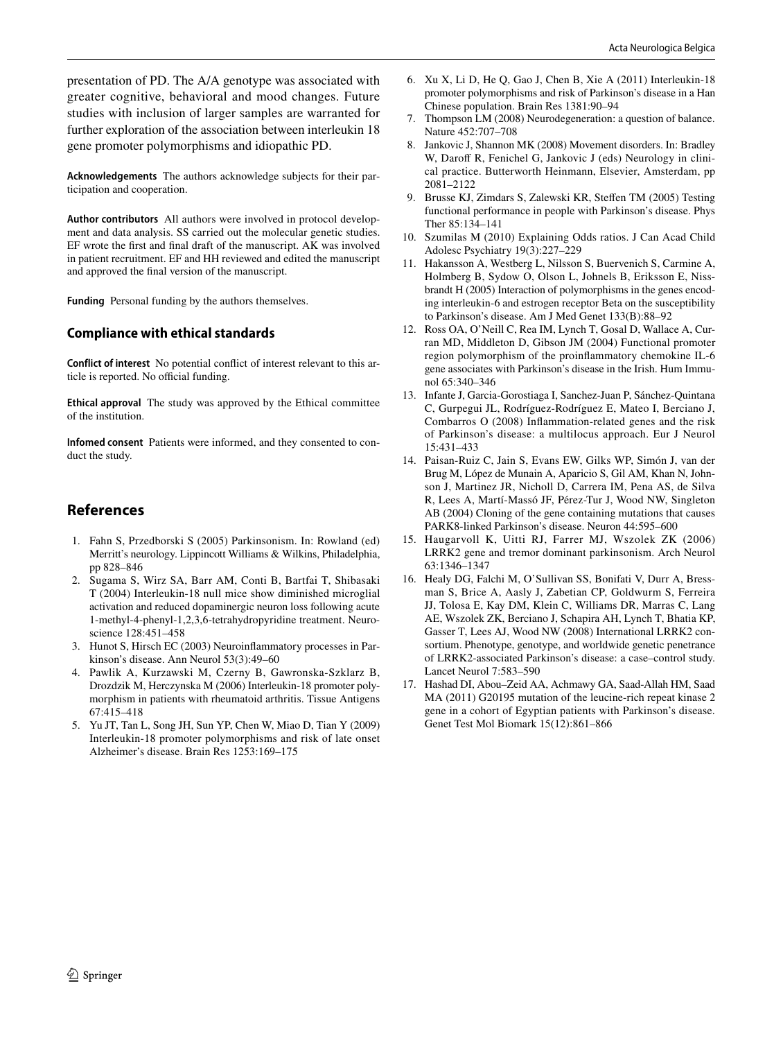presentation of PD. The A/A genotype was associated with greater cognitive, behavioral and mood changes. Future studies with inclusion of larger samples are warranted for further exploration of the association between interleukin 18 gene promoter polymorphisms and idiopathic PD.

**Acknowledgements** The authors acknowledge subjects for their participation and cooperation.

**Author contributors** All authors were involved in protocol development and data analysis. SS carried out the molecular genetic studies. EF wrote the first and final draft of the manuscript. AK was involved in patient recruitment. EF and HH reviewed and edited the manuscript and approved the final version of the manuscript.

**Funding** Personal funding by the authors themselves.

## Compliance with ethical standards

**Conflict of interest** No potential conflict of interest relevant to this article is reported. No official funding.

**Ethical approval** The study was approved by the Ethical committee of the institution.

**Infomed consent** Patients were informed, and they consented to conduct the study.

## References

1. Fahn S, Przedborski S (2005) Parkinsonism. In: Rowland (ed) Merritt's neurology. Lippincott Williams & Wilkins, Philadelphia, pp 828–846
2. Sugama S, Wirz SA, Barr AM, Conti B, Bartfai T, Shibasaki T (2004) Interleukin-18 null mice show diminished microglial activation and reduced dopaminergic neuron loss following acute 1-methyl-4-phenyl-1,2,3,6-tetrahydropyridine treatment. Neuroscience 128:451–458
3. Hunot S, Hirsch EC (2003) Neuroinflammatory processes in Parkinson's disease. Ann Neurol 53(3):49–60
4. Pawlik A, Kurzawski M, Czerny B, Gawronska-Szklarz B, Drozdzik M, Herczynska M (2006) Interleukin-18 promoter polymorphism in patients with rheumatoid arthritis. Tissue Antigens 67:415–418
5. Yu JT, Tan L, Song JH, Sun YP, Chen W, Miao D, Tian Y (2009) Interleukin-18 promoter polymorphisms and risk of late onset Alzheimer's disease. Brain Res 1253:169–175
6. Xu X, Li D, He Q, Gao J, Chen B, Xie A (2011) Interleukin-18 promoter polymorphisms and risk of Parkinson's disease in a Han Chinese population. Brain Res 1381:90–94
7. Thompson LM (2008) Neurodegeneration: a question of balance. Nature 452:707–708
8. Jankovic J, Shannon MK (2008) Movement disorders. In: Bradley W, Daroff R, Fenichel G, Jankovic J (eds) Neurology in clinical practice. Butterworth Heinmann, Elsevier, Amsterdam, pp 2081–2122
9. Brusse KJ, Zimdars S, Zalewski KR, Steffen TM (2005) Testing functional performance in people with Parkinson's disease. Phys Ther 85:134–141
10. Szumilas M (2010) Explaining Odds ratios. J Can Acad Child Adolesc Psychiatry 19(3):227–229
11. Hakansson A, Westberg L, Nilsson S, Buervenich S, Carmine A, Holmberg B, Sydow O, Olson L, Johnels B, Eriksson E, Nissbrandt H (2005) Interaction of polymorphisms in the genes encoding interleukin-6 and estrogen receptor Beta on the susceptibility to Parkinson's disease. Am J Med Genet 133(B):88–92
12. Ross OA, O'Neill C, Rea IM, Lynch T, Gosal D, Wallace A, Curran MD, Middleton D, Gibson JM (2004) Functional promoter region polymorphism of the proinflammatory chemokine IL-6 gene associates with Parkinson's disease in the Irish. Hum Immunol 65:340–346
13. Infante J, Garcia-Gorostiaga I, Sanchez-Juan P, Sánchez-Quintana C, Gurpegui JL, Rodríguez-Rodríguez E, Mateo I, Berciano J, Combarros O (2008) Inflammation-related genes and the risk of Parkinson's disease: a multilocus approach. Eur J Neurol 15:431–433
14. Paisan-Ruiz C, Jain S, Evans EW, Gilks WP, Simón J, van der Brug M, López de Munain A, Aparicio S, Gil AM, Khan N, Johnson J, Martinez JR, Nicholl D, Carrera IM, Pena AS, de Silva R, Lees A, Martí-Massó JF, Pérez-Tur J, Wood NW, Singleton AB (2004) Cloning of the gene containing mutations that causes PARK8-linked Parkinson's disease. Neuron 44:595–600
15. Haugarvoll K, Uitti RJ, Farrer MJ, Wszolek ZK (2006) LRRK2 gene and tremor dominant parkinsonism. Arch Neurol 63:1346–1347
16. Healy DG, Falchi M, O'Sullivan SS, Bonifati V, Durr A, Bressman S, Brice A, Aasly J, Zabetian CP, Goldwurm S, Ferreira JJ, Tolosa E, Kay DM, Klein C, Williams DR, Marras C, Lang AE, Wszolek ZK, Berciano J, Schapira AH, Lynch T, Bhatia KP, Gasser T, Lees AJ, Wood NW (2008) International LRRK2 consortium. Phenotype, genotype, and worldwide genetic penetrance of LRRK2-associated Parkinson's disease: a case–control study. Lancet Neurol 7:583–590
17. Hashad DI, Abou–Zeid AA, Achmawy GA, Saad-Allah HM, Saad MA (2011) G20195 mutation of the leucine-rich repeat kinase 2 gene in a cohort of Egyptian patients with Parkinson's disease. Genet Test Mol Biomark 15(12):861–866